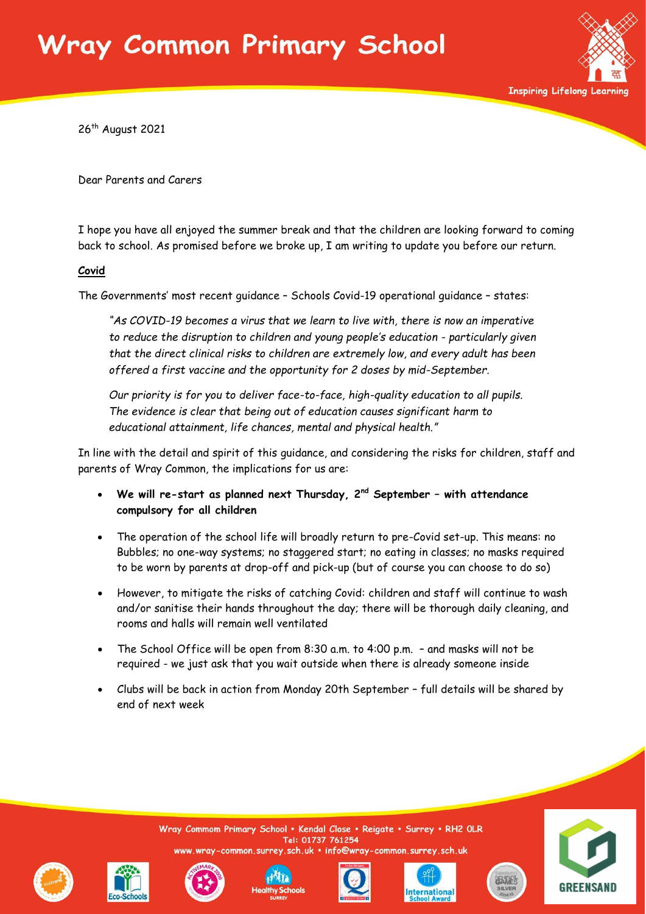# Wray Common Primary School

Inspiring Lifelong Learning

26th August 2021

Dear Parents and Carers

I hope you have all enjoyed the summer break and that the children are looking forward to coming back to school. As promised before we broke up, I am writing to update you before our return.

**Covid**

The Governments' most recent guidance – Schools Covid-19 operational guidance – states:

> *"As COVID-19 becomes a virus that we learn to live with, there is now an imperative to reduce the disruption to children and young people's education - particularly given that the direct clinical risks to children are extremely low, and every adult has been offered a first vaccine and the opportunity for 2 doses by mid-September.*
>
> *Our priority is for you to deliver face-to-face, high-quality education to all pupils. The evidence is clear that being out of education causes significant harm to educational attainment, life chances, mental and physical health."*

In line with the detail and spirit of this guidance, and considering the risks for children, staff and parents of Wray Common, the implications for us are:

- **We will re-start as planned next Thursday, 2nd September – with attendance compulsory for all children**
- The operation of the school life will broadly return to pre-Covid set-up. This means: no Bubbles; no one-way systems; no staggered start; no eating in classes; no masks required to be worn by parents at drop-off and pick-up (but of course you can choose to do so)
- However, to mitigate the risks of catching Covid: children and staff will continue to wash and/or sanitise their hands throughout the day; there will be thorough daily cleaning, and rooms and halls will remain well ventilated
- The School Office will be open from 8:30 a.m. to 4:00 p.m. – and masks will not be required - we just ask that you wait outside when there is already someone inside
- Clubs will be back in action from Monday 20th September – full details will be shared by end of next week

Wray Commom Primary School • Kendal Close • Reigate • Surrey • RH2 0LR
Tel: 01737 761254
www.wray-common.surrey.sch.uk • info@wray-common.surrey.sch.uk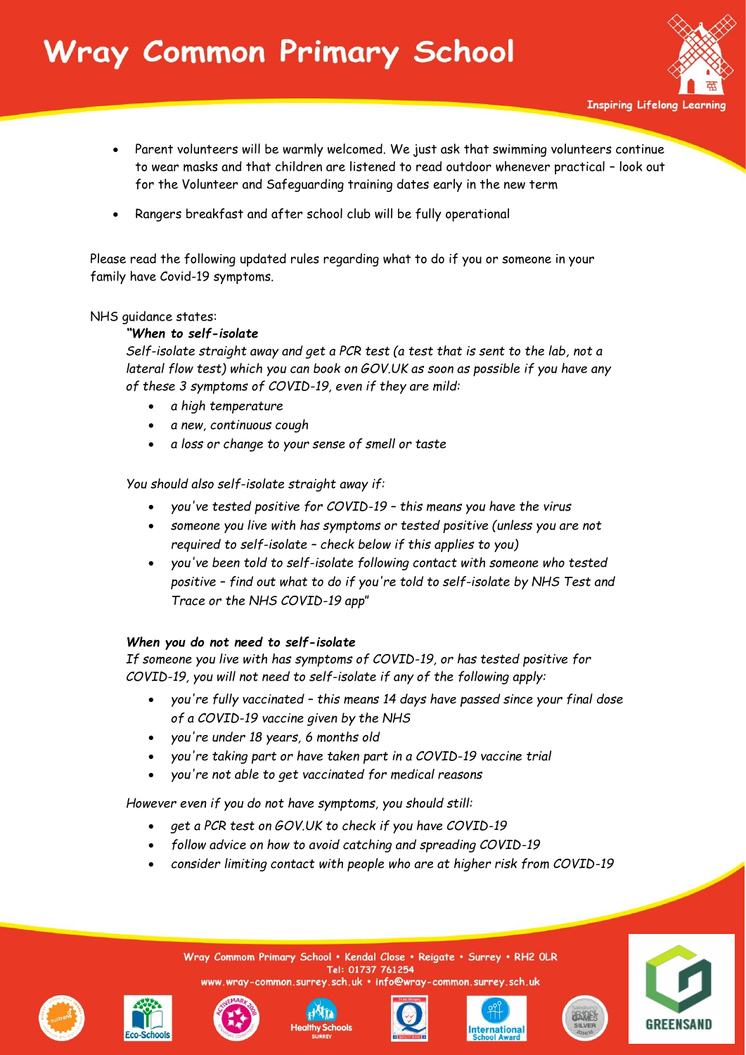- Parent volunteers will be warmly welcomed. We just ask that swimming volunteers continue to wear masks and that children are listened to read outdoor whenever practical – look out for the Volunteer and Safeguarding training dates early in the new term
- Rangers breakfast and after school club will be fully operational

Please read the following updated rules regarding what to do if you or someone in your family have Covid-19 symptoms.

NHS guidance states:

***"When to self-isolate***

*Self-isolate straight away and get a PCR test (a test that is sent to the lab, not a lateral flow test) which you can book on GOV.UK as soon as possible if you have any of these 3 symptoms of COVID-19, even if they are mild:*

- *a high temperature*
- *a new, continuous cough*
- *a loss or change to your sense of smell or taste*

*You should also self-isolate straight away if:*

- *you've tested positive for COVID-19 – this means you have the virus*
- *someone you live with has symptoms or tested positive (unless you are not required to self-isolate – check below if this applies to you)*
- *you've been told to self-isolate following contact with someone who tested positive – find out what to do if you're told to self-isolate by NHS Test and Trace or the NHS COVID-19 app"*

***When you do not need to self-isolate***

*If someone you live with has symptoms of COVID-19, or has tested positive for COVID-19, you will not need to self-isolate if any of the following apply:*

- *you're fully vaccinated – this means 14 days have passed since your final dose of a COVID-19 vaccine given by the NHS*
- *you're under 18 years, 6 months old*
- *you're taking part or have taken part in a COVID-19 vaccine trial*
- *you're not able to get vaccinated for medical reasons*

*However even if you do not have symptoms, you should still:*

- *get a PCR test on GOV.UK to check if you have COVID-19*
- *follow advice on how to avoid catching and spreading COVID-19*
- *consider limiting contact with people who are at higher risk from COVID-19*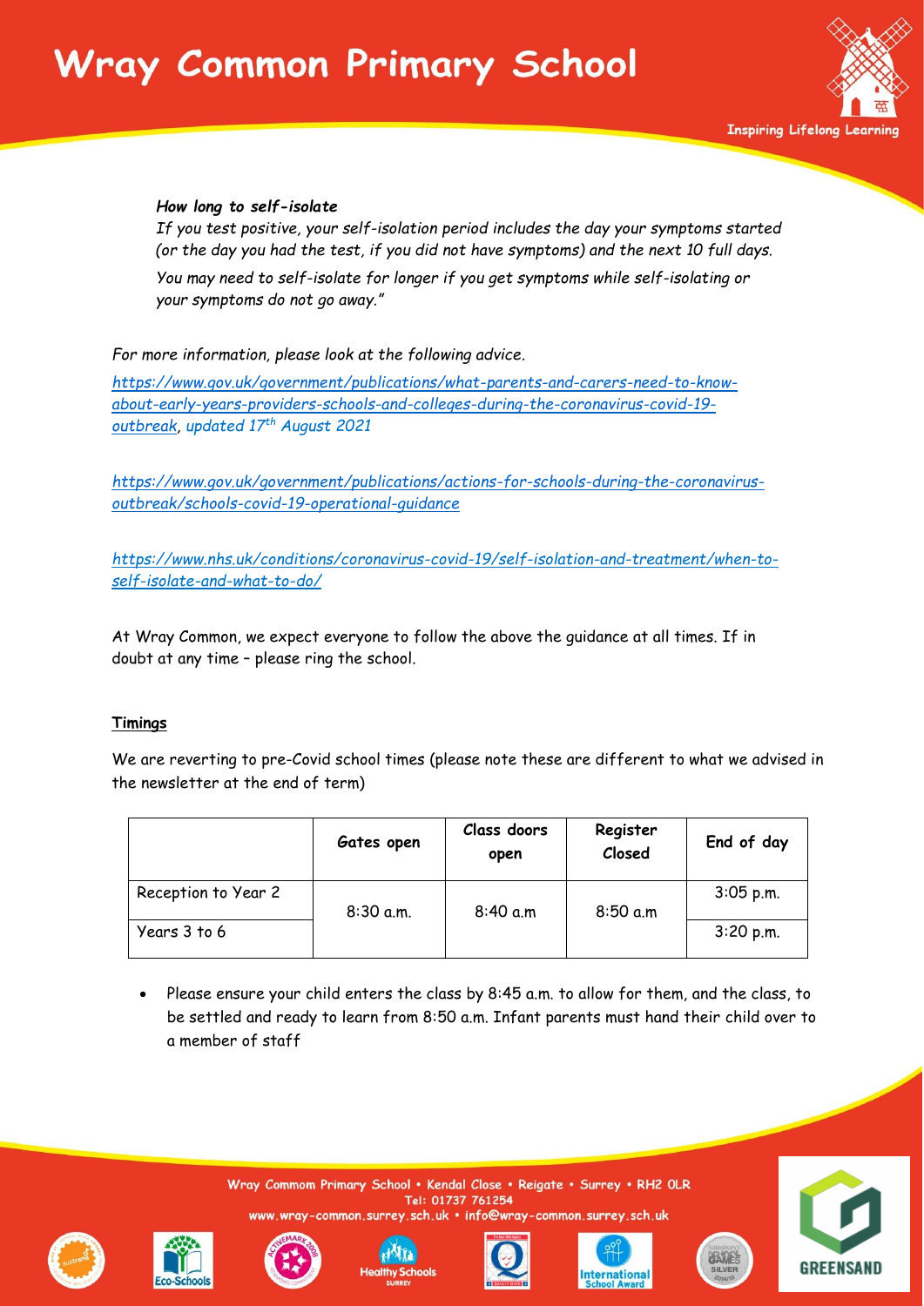***How long to self-isolate***

*If you test positive, your self-isolation period includes the day your symptoms started (or the day you had the test, if you did not have symptoms) and the next 10 full days.*

*You may need to self-isolate for longer if you get symptoms while self-isolating or your symptoms do not go away."*

*For more information, please look at the following advice.*

*[https://www.gov.uk/government/publications/what-parents-and-carers-need-to-know-about-early-years-providers-schools-and-colleges-during-the-coronavirus-covid-19-outbreak](https://www.gov.uk/government/publications/what-parents-and-carers-need-to-know-about-early-years-providers-schools-and-colleges-during-the-coronavirus-covid-19-outbreak), updated 17th August 2021*

*[https://www.gov.uk/government/publications/actions-for-schools-during-the-coronavirus-outbreak/schools-covid-19-operational-guidance](https://www.gov.uk/government/publications/actions-for-schools-during-the-coronavirus-outbreak/schools-covid-19-operational-guidance)*

*[https://www.nhs.uk/conditions/coronavirus-covid-19/self-isolation-and-treatment/when-to-self-isolate-and-what-to-do/](https://www.nhs.uk/conditions/coronavirus-covid-19/self-isolation-and-treatment/when-to-self-isolate-and-what-to-do/)*

At Wray Common, we expect everyone to follow the above the guidance at all times. If in doubt at any time – please ring the school.

## Timings

We are reverting to pre-Covid school times (please note these are different to what we advised in the newsletter at the end of term)

| | Gates open | Class doors open | Register Closed | End of day |
|---|---|---|---|---|
| Reception to Year 2 | 8:30 a.m. | 8:40 a.m | 8:50 a.m | 3:05 p.m. |
| Years 3 to 6 | | | | 3:20 p.m. |

- Please ensure your child enters the class by 8:45 a.m. to allow for them, and the class, to be settled and ready to learn from 8:50 a.m. Infant parents must hand their child over to a member of staff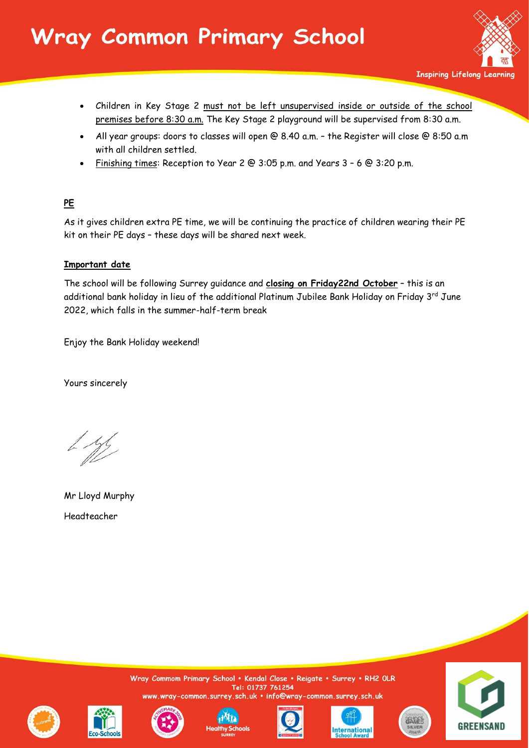- Children in Key Stage 2 must not be left unsupervised inside or outside of the school premises before 8:30 a.m. The Key Stage 2 playground will be supervised from 8:30 a.m.
- All year groups: doors to classes will open @ 8.40 a.m. – the Register will close @ 8:50 a.m with all children settled.
- Finishing times: Reception to Year 2 @ 3:05 p.m. and Years 3 – 6 @ 3:20 p.m.

**PE**

As it gives children extra PE time, we will be continuing the practice of children wearing their PE kit on their PE days – these days will be shared next week.

**Important date**

The school will be following Surrey guidance and **closing on Friday22nd October** – this is an additional bank holiday in lieu of the additional Platinum Jubilee Bank Holiday on Friday 3rd June 2022, which falls in the summer-half-term break

Enjoy the Bank Holiday weekend!

Yours sincerely

Mr Lloyd Murphy

Headteacher